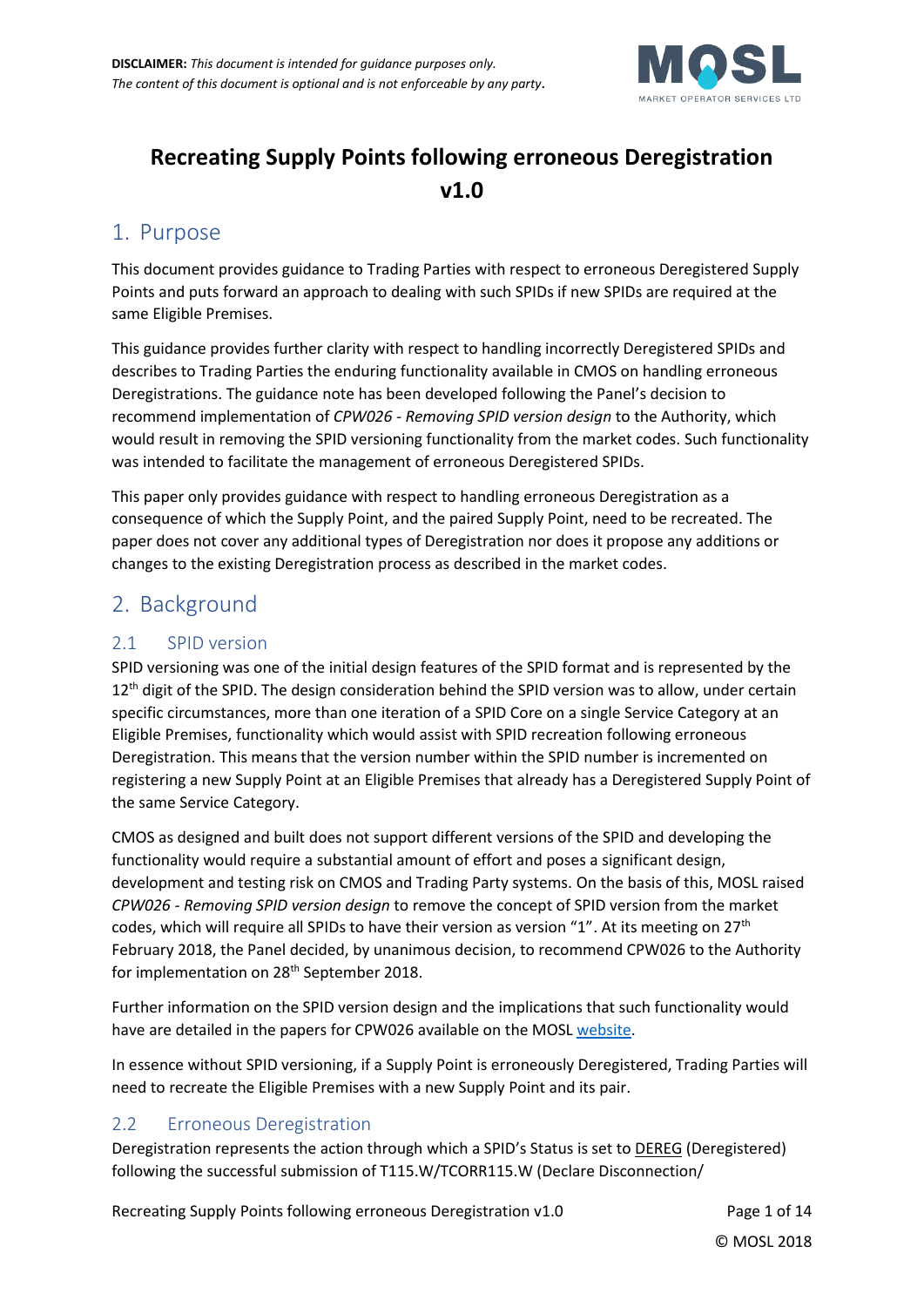**DISCLAIMER:** *This document is intended for guidance purposes only. The content of this document is optional and is not enforceable by any party.*

# Recreating Supply Points following erroneous Deregistration v1.0

## 1. Purpose

This document provides guidance to Trading Parties with respect to erroneous Deregistered Supply Points and puts forward an approach to dealing with such SPIDs if new SPIDs are required at the same Eligible Premises.

This guidance provides further clarity with respect to handling incorrectly Deregistered SPIDs and describes to Trading Parties the enduring functionality available in CMOS on handling erroneous Deregistrations. The guidance note has been developed following the Panel's decision to recommend implementation of *CPW026 - Removing SPID version design* to the Authority, which would result in removing the SPID versioning functionality from the market codes. Such functionality was intended to facilitate the management of erroneous Deregistered SPIDs.

This paper only provides guidance with respect to handling erroneous Deregistration as a consequence of which the Supply Point, and the paired Supply Point, need to be recreated. The paper does not cover any additional types of Deregistration nor does it propose any additions or changes to the existing Deregistration process as described in the market codes.

## 2. Background

### 2.1 SPID version

SPID versioning was one of the initial design features of the SPID format and is represented by the 12th digit of the SPID. The design consideration behind the SPID version was to allow, under certain specific circumstances, more than one iteration of a SPID Core on a single Service Category at an Eligible Premises, functionality which would assist with SPID recreation following erroneous Deregistration. This means that the version number within the SPID number is incremented on registering a new Supply Point at an Eligible Premises that already has a Deregistered Supply Point of the same Service Category.

CMOS as designed and built does not support different versions of the SPID and developing the functionality would require a substantial amount of effort and poses a significant design, development and testing risk on CMOS and Trading Party systems. On the basis of this, MOSL raised *CPW026 - Removing SPID version design* to remove the concept of SPID version from the market codes, which will require all SPIDs to have their version as version "1". At its meeting on 27th February 2018, the Panel decided, by unanimous decision, to recommend CPW026 to the Authority for implementation on 28th September 2018.

Further information on the SPID version design and the implications that such functionality would have are detailed in the papers for CPW026 available on the MOSL website.

In essence without SPID versioning, if a Supply Point is erroneously Deregistered, Trading Parties will need to recreate the Eligible Premises with a new Supply Point and its pair.

### 2.2 Erroneous Deregistration

Deregistration represents the action through which a SPID's Status is set to DEREG (Deregistered) following the successful submission of T115.W/TCORR115.W (Declare Disconnection/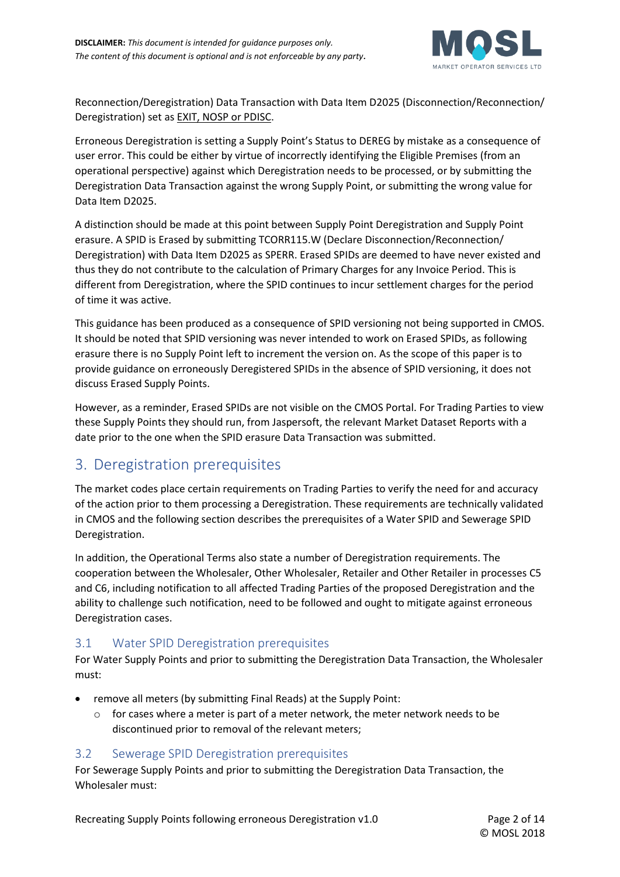Reconnection/Deregistration) Data Transaction with Data Item D2025 (Disconnection/Reconnection/ Deregistration) set as EXIT, NOSP or PDISC.

Erroneous Deregistration is setting a Supply Point's Status to DEREG by mistake as a consequence of user error. This could be either by virtue of incorrectly identifying the Eligible Premises (from an operational perspective) against which Deregistration needs to be processed, or by submitting the Deregistration Data Transaction against the wrong Supply Point, or submitting the wrong value for Data Item D2025.

A distinction should be made at this point between Supply Point Deregistration and Supply Point erasure. A SPID is Erased by submitting TCORR115.W (Declare Disconnection/Reconnection/ Deregistration) with Data Item D2025 as SPERR. Erased SPIDs are deemed to have never existed and thus they do not contribute to the calculation of Primary Charges for any Invoice Period. This is different from Deregistration, where the SPID continues to incur settlement charges for the period of time it was active.

This guidance has been produced as a consequence of SPID versioning not being supported in CMOS. It should be noted that SPID versioning was never intended to work on Erased SPIDs, as following erasure there is no Supply Point left to increment the version on. As the scope of this paper is to provide guidance on erroneously Deregistered SPIDs in the absence of SPID versioning, it does not discuss Erased Supply Points.

However, as a reminder, Erased SPIDs are not visible on the CMOS Portal. For Trading Parties to view these Supply Points they should run, from Jaspersoft, the relevant Market Dataset Reports with a date prior to the one when the SPID erasure Data Transaction was submitted.

## 3. Deregistration prerequisites

The market codes place certain requirements on Trading Parties to verify the need for and accuracy of the action prior to them processing a Deregistration. These requirements are technically validated in CMOS and the following section describes the prerequisites of a Water SPID and Sewerage SPID Deregistration.

In addition, the Operational Terms also state a number of Deregistration requirements. The cooperation between the Wholesaler, Other Wholesaler, Retailer and Other Retailer in processes C5 and C6, including notification to all affected Trading Parties of the proposed Deregistration and the ability to challenge such notification, need to be followed and ought to mitigate against erroneous Deregistration cases.

### 3.1 Water SPID Deregistration prerequisites

For Water Supply Points and prior to submitting the Deregistration Data Transaction, the Wholesaler must:

- remove all meters (by submitting Final Reads) at the Supply Point:
  - for cases where a meter is part of a meter network, the meter network needs to be discontinued prior to removal of the relevant meters;

### 3.2 Sewerage SPID Deregistration prerequisites

For Sewerage Supply Points and prior to submitting the Deregistration Data Transaction, the Wholesaler must: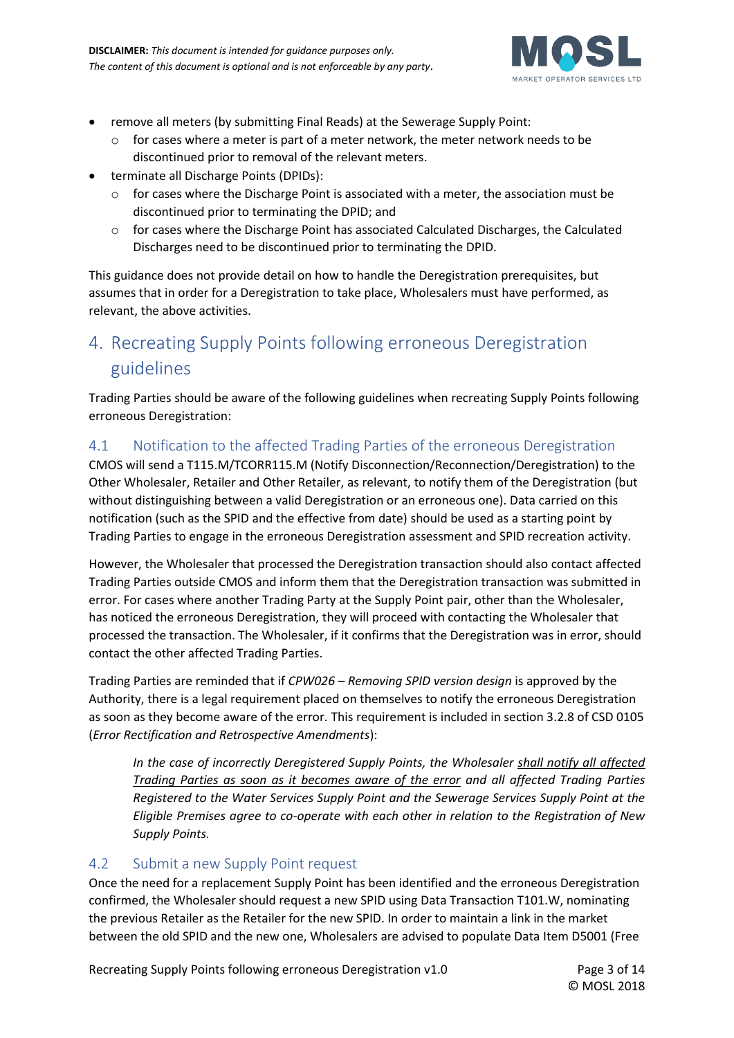- remove all meters (by submitting Final Reads) at the Sewerage Supply Point:
  - for cases where a meter is part of a meter network, the meter network needs to be discontinued prior to removal of the relevant meters.
- terminate all Discharge Points (DPIDs):
  - for cases where the Discharge Point is associated with a meter, the association must be discontinued prior to terminating the DPID; and
  - for cases where the Discharge Point has associated Calculated Discharges, the Calculated Discharges need to be discontinued prior to terminating the DPID.

This guidance does not provide detail on how to handle the Deregistration prerequisites, but assumes that in order for a Deregistration to take place, Wholesalers must have performed, as relevant, the above activities.

# 4. Recreating Supply Points following erroneous Deregistration guidelines

Trading Parties should be aware of the following guidelines when recreating Supply Points following erroneous Deregistration:

## 4.1 Notification to the affected Trading Parties of the erroneous Deregistration

CMOS will send a T115.M/TCORR115.M (Notify Disconnection/Reconnection/Deregistration) to the Other Wholesaler, Retailer and Other Retailer, as relevant, to notify them of the Deregistration (but without distinguishing between a valid Deregistration or an erroneous one). Data carried on this notification (such as the SPID and the effective from date) should be used as a starting point by Trading Parties to engage in the erroneous Deregistration assessment and SPID recreation activity.

However, the Wholesaler that processed the Deregistration transaction should also contact affected Trading Parties outside CMOS and inform them that the Deregistration transaction was submitted in error. For cases where another Trading Party at the Supply Point pair, other than the Wholesaler, has noticed the erroneous Deregistration, they will proceed with contacting the Wholesaler that processed the transaction. The Wholesaler, if it confirms that the Deregistration was in error, should contact the other affected Trading Parties.

Trading Parties are reminded that if *CPW026 – Removing SPID version design* is approved by the Authority, there is a legal requirement placed on themselves to notify the erroneous Deregistration as soon as they become aware of the error. This requirement is included in section 3.2.8 of CSD 0105 (*Error Rectification and Retrospective Amendments*):

> *In the case of incorrectly Deregistered Supply Points, the Wholesaler shall notify all affected Trading Parties as soon as it becomes aware of the error and all affected Trading Parties Registered to the Water Services Supply Point and the Sewerage Services Supply Point at the Eligible Premises agree to co-operate with each other in relation to the Registration of New Supply Points.*

## 4.2 Submit a new Supply Point request

Once the need for a replacement Supply Point has been identified and the erroneous Deregistration confirmed, the Wholesaler should request a new SPID using Data Transaction T101.W, nominating the previous Retailer as the Retailer for the new SPID. In order to maintain a link in the market between the old SPID and the new one, Wholesalers are advised to populate Data Item D5001 (Free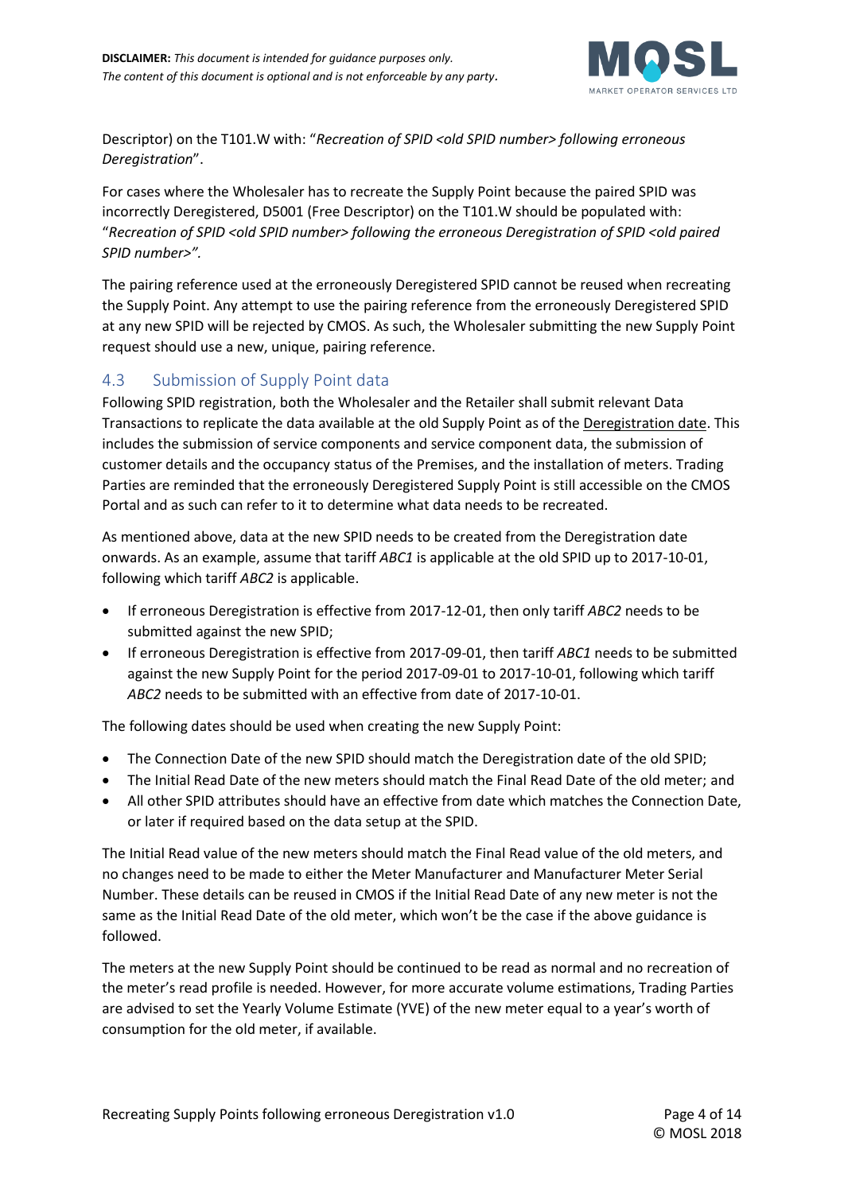Descriptor) on the T101.W with: "*Recreation of SPID <old SPID number> following erroneous Deregistration*".

For cases where the Wholesaler has to recreate the Supply Point because the paired SPID was incorrectly Deregistered, D5001 (Free Descriptor) on the T101.W should be populated with: "*Recreation of SPID <old SPID number> following the erroneous Deregistration of SPID <old paired SPID number>".*

The pairing reference used at the erroneously Deregistered SPID cannot be reused when recreating the Supply Point. Any attempt to use the pairing reference from the erroneously Deregistered SPID at any new SPID will be rejected by CMOS. As such, the Wholesaler submitting the new Supply Point request should use a new, unique, pairing reference.

## 4.3 Submission of Supply Point data

Following SPID registration, both the Wholesaler and the Retailer shall submit relevant Data Transactions to replicate the data available at the old Supply Point as of the Deregistration date. This includes the submission of service components and service component data, the submission of customer details and the occupancy status of the Premises, and the installation of meters. Trading Parties are reminded that the erroneously Deregistered Supply Point is still accessible on the CMOS Portal and as such can refer to it to determine what data needs to be recreated.

As mentioned above, data at the new SPID needs to be created from the Deregistration date onwards. As an example, assume that tariff *ABC1* is applicable at the old SPID up to 2017-10-01, following which tariff *ABC2* is applicable.

- If erroneous Deregistration is effective from 2017-12-01, then only tariff *ABC2* needs to be submitted against the new SPID;
- If erroneous Deregistration is effective from 2017-09-01, then tariff *ABC1* needs to be submitted against the new Supply Point for the period 2017-09-01 to 2017-10-01, following which tariff *ABC2* needs to be submitted with an effective from date of 2017-10-01.

The following dates should be used when creating the new Supply Point:

- The Connection Date of the new SPID should match the Deregistration date of the old SPID;
- The Initial Read Date of the new meters should match the Final Read Date of the old meter; and
- All other SPID attributes should have an effective from date which matches the Connection Date, or later if required based on the data setup at the SPID.

The Initial Read value of the new meters should match the Final Read value of the old meters, and no changes need to be made to either the Meter Manufacturer and Manufacturer Meter Serial Number. These details can be reused in CMOS if the Initial Read Date of any new meter is not the same as the Initial Read Date of the old meter, which won't be the case if the above guidance is followed.

The meters at the new Supply Point should be continued to be read as normal and no recreation of the meter's read profile is needed. However, for more accurate volume estimations, Trading Parties are advised to set the Yearly Volume Estimate (YVE) of the new meter equal to a year's worth of consumption for the old meter, if available.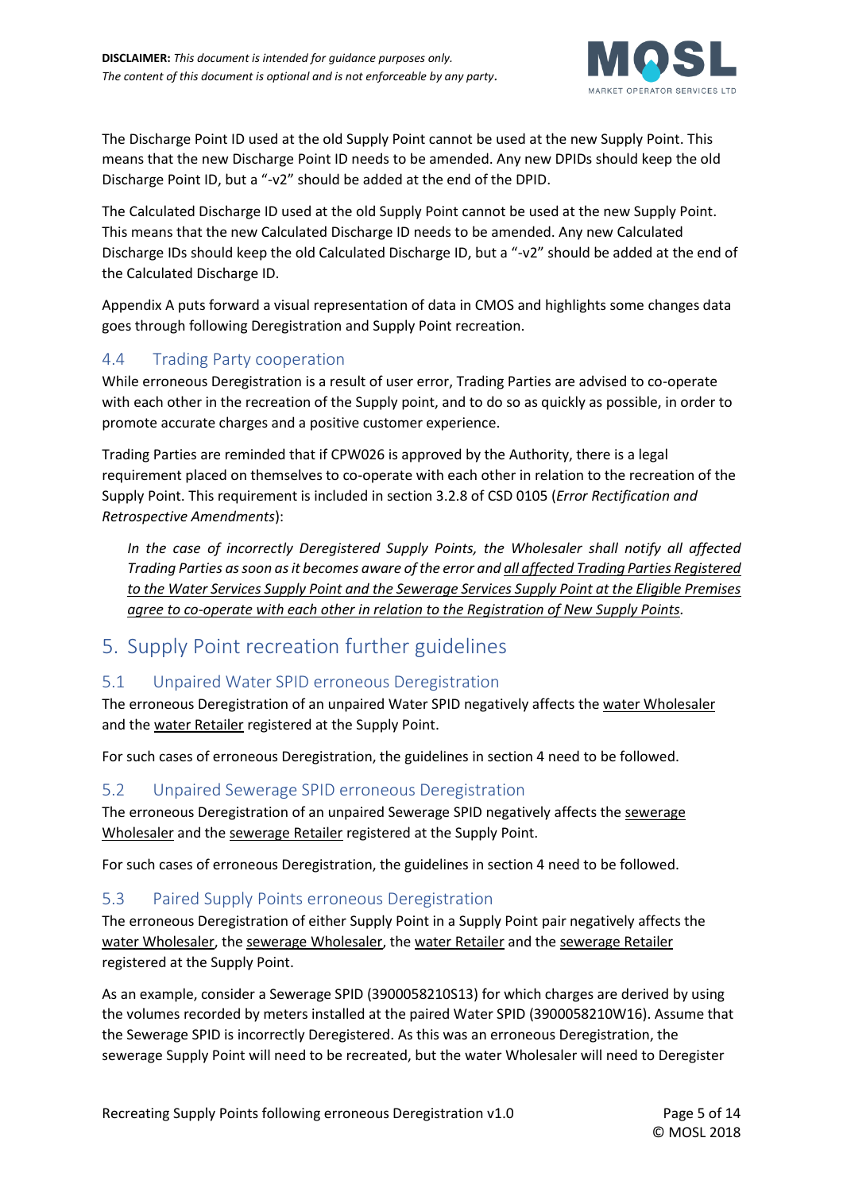The Discharge Point ID used at the old Supply Point cannot be used at the new Supply Point. This means that the new Discharge Point ID needs to be amended. Any new DPIDs should keep the old Discharge Point ID, but a "-v2" should be added at the end of the DPID.

The Calculated Discharge ID used at the old Supply Point cannot be used at the new Supply Point. This means that the new Calculated Discharge ID needs to be amended. Any new Calculated Discharge IDs should keep the old Calculated Discharge ID, but a "-v2" should be added at the end of the Calculated Discharge ID.

Appendix A puts forward a visual representation of data in CMOS and highlights some changes data goes through following Deregistration and Supply Point recreation.

### 4.4 Trading Party cooperation

While erroneous Deregistration is a result of user error, Trading Parties are advised to co-operate with each other in the recreation of the Supply point, and to do so as quickly as possible, in order to promote accurate charges and a positive customer experience.

Trading Parties are reminded that if CPW026 is approved by the Authority, there is a legal requirement placed on themselves to co-operate with each other in relation to the recreation of the Supply Point. This requirement is included in section 3.2.8 of CSD 0105 (*Error Rectification and Retrospective Amendments*):

> *In the case of incorrectly Deregistered Supply Points, the Wholesaler shall notify all affected Trading Parties as soon as it becomes aware of the error and all affected Trading Parties Registered to the Water Services Supply Point and the Sewerage Services Supply Point at the Eligible Premises agree to co-operate with each other in relation to the Registration of New Supply Points.*

## 5. Supply Point recreation further guidelines

### 5.1 Unpaired Water SPID erroneous Deregistration

The erroneous Deregistration of an unpaired Water SPID negatively affects the water Wholesaler and the water Retailer registered at the Supply Point.

For such cases of erroneous Deregistration, the guidelines in section 4 need to be followed.

### 5.2 Unpaired Sewerage SPID erroneous Deregistration

The erroneous Deregistration of an unpaired Sewerage SPID negatively affects the sewerage Wholesaler and the sewerage Retailer registered at the Supply Point.

For such cases of erroneous Deregistration, the guidelines in section 4 need to be followed.

### 5.3 Paired Supply Points erroneous Deregistration

The erroneous Deregistration of either Supply Point in a Supply Point pair negatively affects the water Wholesaler, the sewerage Wholesaler, the water Retailer and the sewerage Retailer registered at the Supply Point.

As an example, consider a Sewerage SPID (3900058210S13) for which charges are derived by using the volumes recorded by meters installed at the paired Water SPID (3900058210W16). Assume that the Sewerage SPID is incorrectly Deregistered. As this was an erroneous Deregistration, the sewerage Supply Point will need to be recreated, but the water Wholesaler will need to Deregister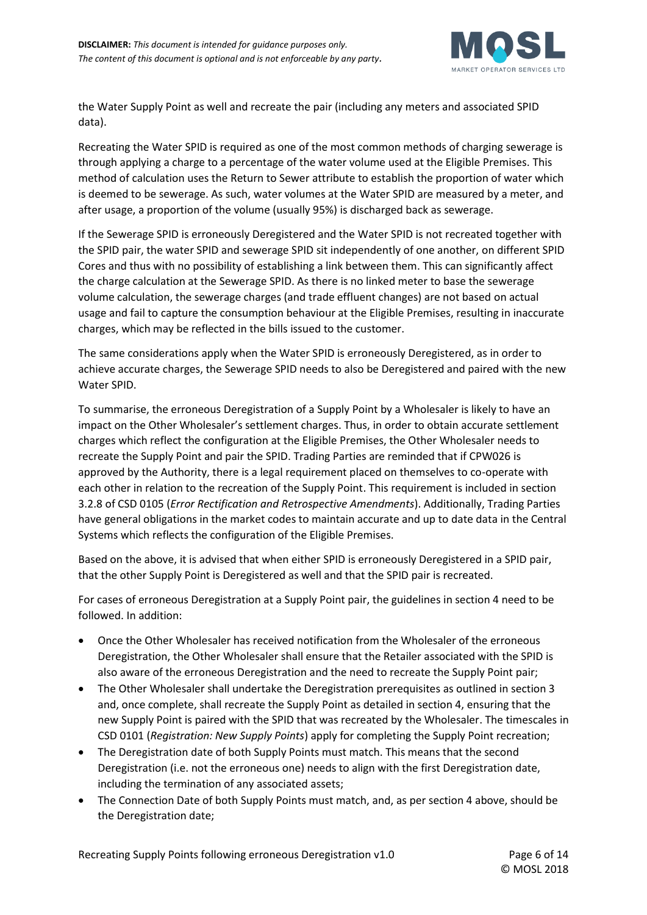the Water Supply Point as well and recreate the pair (including any meters and associated SPID data).

Recreating the Water SPID is required as one of the most common methods of charging sewerage is through applying a charge to a percentage of the water volume used at the Eligible Premises. This method of calculation uses the Return to Sewer attribute to establish the proportion of water which is deemed to be sewerage. As such, water volumes at the Water SPID are measured by a meter, and after usage, a proportion of the volume (usually 95%) is discharged back as sewerage.

If the Sewerage SPID is erroneously Deregistered and the Water SPID is not recreated together with the SPID pair, the water SPID and sewerage SPID sit independently of one another, on different SPID Cores and thus with no possibility of establishing a link between them. This can significantly affect the charge calculation at the Sewerage SPID. As there is no linked meter to base the sewerage volume calculation, the sewerage charges (and trade effluent changes) are not based on actual usage and fail to capture the consumption behaviour at the Eligible Premises, resulting in inaccurate charges, which may be reflected in the bills issued to the customer.

The same considerations apply when the Water SPID is erroneously Deregistered, as in order to achieve accurate charges, the Sewerage SPID needs to also be Deregistered and paired with the new Water SPID.

To summarise, the erroneous Deregistration of a Supply Point by a Wholesaler is likely to have an impact on the Other Wholesaler's settlement charges. Thus, in order to obtain accurate settlement charges which reflect the configuration at the Eligible Premises, the Other Wholesaler needs to recreate the Supply Point and pair the SPID. Trading Parties are reminded that if CPW026 is approved by the Authority, there is a legal requirement placed on themselves to co-operate with each other in relation to the recreation of the Supply Point. This requirement is included in section 3.2.8 of CSD 0105 (*Error Rectification and Retrospective Amendments*). Additionally, Trading Parties have general obligations in the market codes to maintain accurate and up to date data in the Central Systems which reflects the configuration of the Eligible Premises.

Based on the above, it is advised that when either SPID is erroneously Deregistered in a SPID pair, that the other Supply Point is Deregistered as well and that the SPID pair is recreated.

For cases of erroneous Deregistration at a Supply Point pair, the guidelines in section 4 need to be followed. In addition:

- Once the Other Wholesaler has received notification from the Wholesaler of the erroneous Deregistration, the Other Wholesaler shall ensure that the Retailer associated with the SPID is also aware of the erroneous Deregistration and the need to recreate the Supply Point pair;
- The Other Wholesaler shall undertake the Deregistration prerequisites as outlined in section 3 and, once complete, shall recreate the Supply Point as detailed in section 4, ensuring that the new Supply Point is paired with the SPID that was recreated by the Wholesaler. The timescales in CSD 0101 (*Registration: New Supply Points*) apply for completing the Supply Point recreation;
- The Deregistration date of both Supply Points must match. This means that the second Deregistration (i.e. not the erroneous one) needs to align with the first Deregistration date, including the termination of any associated assets;
- The Connection Date of both Supply Points must match, and, as per section 4 above, should be the Deregistration date;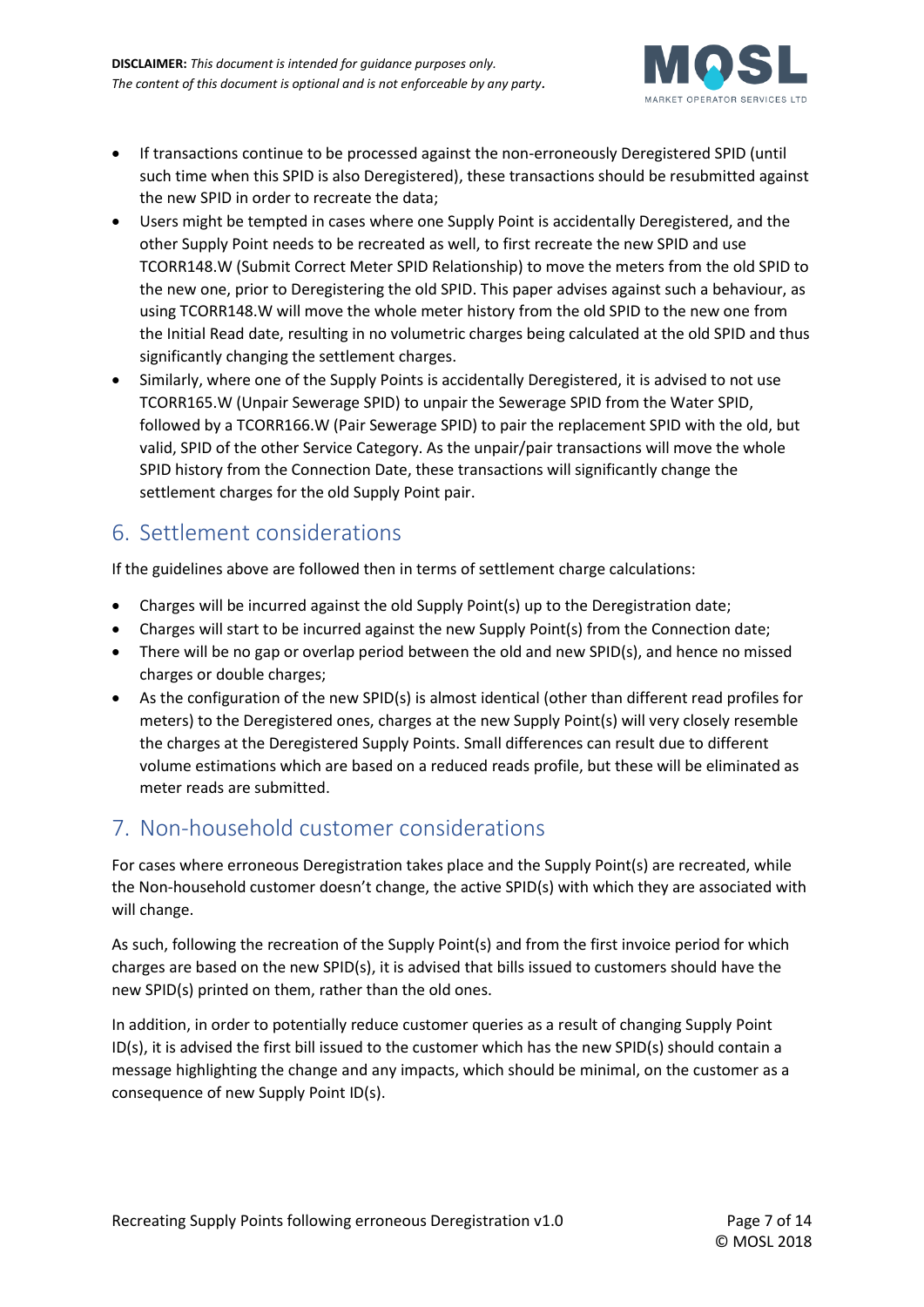- If transactions continue to be processed against the non-erroneously Deregistered SPID (until such time when this SPID is also Deregistered), these transactions should be resubmitted against the new SPID in order to recreate the data;
- Users might be tempted in cases where one Supply Point is accidentally Deregistered, and the other Supply Point needs to be recreated as well, to first recreate the new SPID and use TCORR148.W (Submit Correct Meter SPID Relationship) to move the meters from the old SPID to the new one, prior to Deregistering the old SPID. This paper advises against such a behaviour, as using TCORR148.W will move the whole meter history from the old SPID to the new one from the Initial Read date, resulting in no volumetric charges being calculated at the old SPID and thus significantly changing the settlement charges.
- Similarly, where one of the Supply Points is accidentally Deregistered, it is advised to not use TCORR165.W (Unpair Sewerage SPID) to unpair the Sewerage SPID from the Water SPID, followed by a TCORR166.W (Pair Sewerage SPID) to pair the replacement SPID with the old, but valid, SPID of the other Service Category. As the unpair/pair transactions will move the whole SPID history from the Connection Date, these transactions will significantly change the settlement charges for the old Supply Point pair.

## 6. Settlement considerations

If the guidelines above are followed then in terms of settlement charge calculations:

- Charges will be incurred against the old Supply Point(s) up to the Deregistration date;
- Charges will start to be incurred against the new Supply Point(s) from the Connection date;
- There will be no gap or overlap period between the old and new SPID(s), and hence no missed charges or double charges;
- As the configuration of the new SPID(s) is almost identical (other than different read profiles for meters) to the Deregistered ones, charges at the new Supply Point(s) will very closely resemble the charges at the Deregistered Supply Points. Small differences can result due to different volume estimations which are based on a reduced reads profile, but these will be eliminated as meter reads are submitted.

## 7. Non-household customer considerations

For cases where erroneous Deregistration takes place and the Supply Point(s) are recreated, while the Non-household customer doesn't change, the active SPID(s) with which they are associated with will change.

As such, following the recreation of the Supply Point(s) and from the first invoice period for which charges are based on the new SPID(s), it is advised that bills issued to customers should have the new SPID(s) printed on them, rather than the old ones.

In addition, in order to potentially reduce customer queries as a result of changing Supply Point ID(s), it is advised the first bill issued to the customer which has the new SPID(s) should contain a message highlighting the change and any impacts, which should be minimal, on the customer as a consequence of new Supply Point ID(s).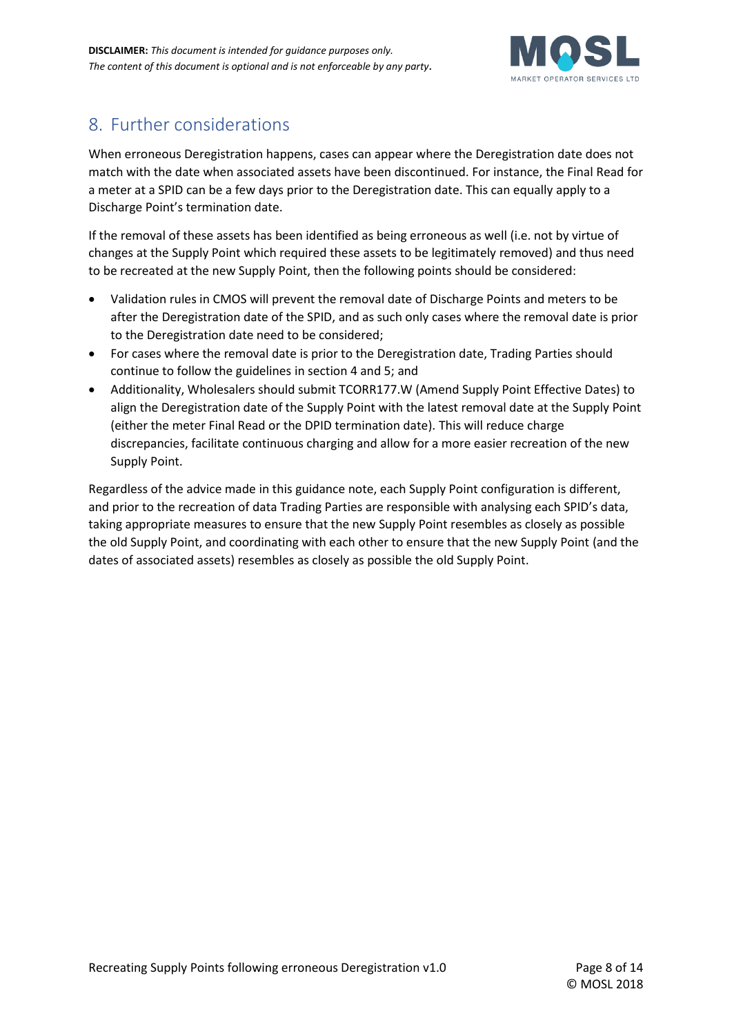## 8. Further considerations

When erroneous Deregistration happens, cases can appear where the Deregistration date does not match with the date when associated assets have been discontinued. For instance, the Final Read for a meter at a SPID can be a few days prior to the Deregistration date. This can equally apply to a Discharge Point's termination date.

If the removal of these assets has been identified as being erroneous as well (i.e. not by virtue of changes at the Supply Point which required these assets to be legitimately removed) and thus need to be recreated at the new Supply Point, then the following points should be considered:

- Validation rules in CMOS will prevent the removal date of Discharge Points and meters to be after the Deregistration date of the SPID, and as such only cases where the removal date is prior to the Deregistration date need to be considered;
- For cases where the removal date is prior to the Deregistration date, Trading Parties should continue to follow the guidelines in section 4 and 5; and
- Additionality, Wholesalers should submit TCORR177.W (Amend Supply Point Effective Dates) to align the Deregistration date of the Supply Point with the latest removal date at the Supply Point (either the meter Final Read or the DPID termination date). This will reduce charge discrepancies, facilitate continuous charging and allow for a more easier recreation of the new Supply Point.

Regardless of the advice made in this guidance note, each Supply Point configuration is different, and prior to the recreation of data Trading Parties are responsible with analysing each SPID's data, taking appropriate measures to ensure that the new Supply Point resembles as closely as possible the old Supply Point, and coordinating with each other to ensure that the new Supply Point (and the dates of associated assets) resembles as closely as possible the old Supply Point.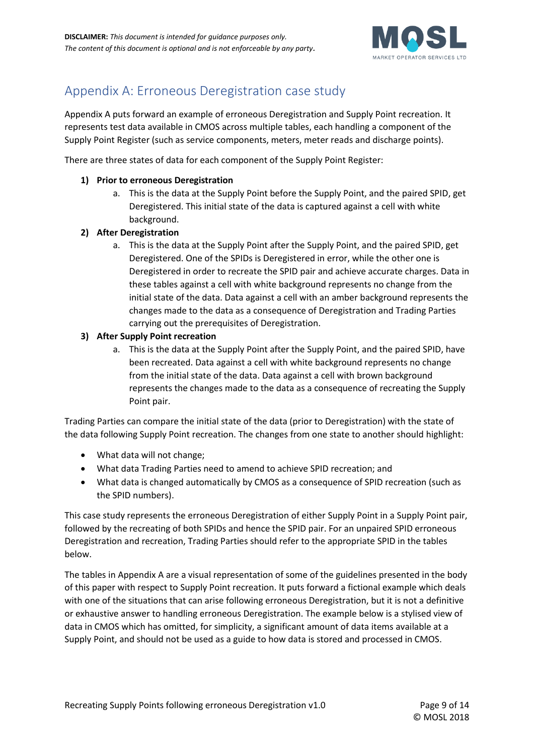**DISCLAIMER:** *This document is intended for guidance purposes only. The content of this document is optional and is not enforceable by any party.*

## Appendix A: Erroneous Deregistration case study

Appendix A puts forward an example of erroneous Deregistration and Supply Point recreation. It represents test data available in CMOS across multiple tables, each handling a component of the Supply Point Register (such as service components, meters, meter reads and discharge points).

There are three states of data for each component of the Supply Point Register:

1) **Prior to erroneous Deregistration**
    a. This is the data at the Supply Point before the Supply Point, and the paired SPID, get Deregistered. This initial state of the data is captured against a cell with white background.
2) **After Deregistration**
    a. This is the data at the Supply Point after the Supply Point, and the paired SPID, get Deregistered. One of the SPIDs is Deregistered in error, while the other one is Deregistered in order to recreate the SPID pair and achieve accurate charges. Data in these tables against a cell with white background represents no change from the initial state of the data. Data against a cell with an amber background represents the changes made to the data as a consequence of Deregistration and Trading Parties carrying out the prerequisites of Deregistration.
3) **After Supply Point recreation**
    a. This is the data at the Supply Point after the Supply Point, and the paired SPID, have been recreated. Data against a cell with white background represents no change from the initial state of the data. Data against a cell with brown background represents the changes made to the data as a consequence of recreating the Supply Point pair.

Trading Parties can compare the initial state of the data (prior to Deregistration) with the state of the data following Supply Point recreation. The changes from one state to another should highlight:

- What data will not change;
- What data Trading Parties need to amend to achieve SPID recreation; and
- What data is changed automatically by CMOS as a consequence of SPID recreation (such as the SPID numbers).

This case study represents the erroneous Deregistration of either Supply Point in a Supply Point pair, followed by the recreating of both SPIDs and hence the SPID pair. For an unpaired SPID erroneous Deregistration and recreation, Trading Parties should refer to the appropriate SPID in the tables below.

The tables in Appendix A are a visual representation of some of the guidelines presented in the body of this paper with respect to Supply Point recreation. It puts forward a fictional example which deals with one of the situations that can arise following erroneous Deregistration, but it is not a definitive or exhaustive answer to handling erroneous Deregistration. The example below is a stylised view of data in CMOS which has omitted, for simplicity, a significant amount of data items available at a Supply Point, and should not be used as a guide to how data is stored and processed in CMOS.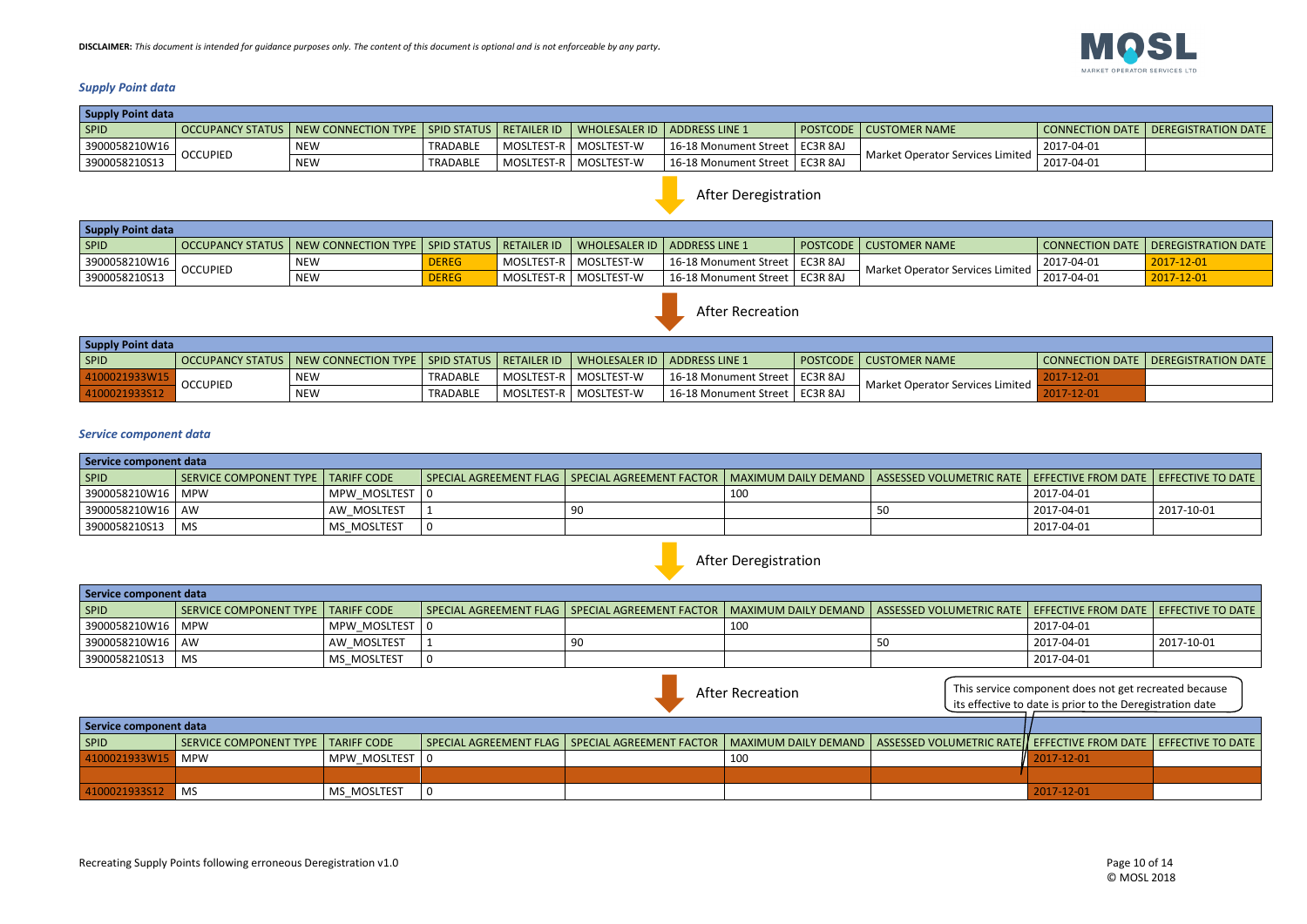**DISCLAIMER:** *This document is intended for guidance purposes only. The content of this document is optional and is not enforceable by any party.*

### *Supply Point data*

| Supply Point data | | | | | | | | | | |
|---|---|---|---|---|---|---|---|---|---|---|
| SPID | OCCUPANCY STATUS | NEW CONNECTION TYPE | SPID STATUS | RETAILER ID | WHOLESALER ID | ADDRESS LINE 1 | POSTCODE | CUSTOMER NAME | CONNECTION DATE | DEREGISTRATION DATE |
| 3900058210W16 | OCCUPIED | NEW | TRADABLE | MOSLTEST-R | MOSLTEST-W | 16-18 Monument Street | EC3R 8AJ | Market Operator Services Limited | 2017-04-01 | |
| 3900058210S13 | | NEW | TRADABLE | MOSLTEST-R | MOSLTEST-W | 16-18 Monument Street | EC3R 8AJ | | 2017-04-01 | |

After Deregistration

| Supply Point data | | | | | | | | | | |
|---|---|---|---|---|---|---|---|---|---|---|
| SPID | OCCUPANCY STATUS | NEW CONNECTION TYPE | SPID STATUS | RETAILER ID | WHOLESALER ID | ADDRESS LINE 1 | POSTCODE | CUSTOMER NAME | CONNECTION DATE | DEREGISTRATION DATE |
| 3900058210W16 | OCCUPIED | NEW | DEREG | MOSLTEST-R | MOSLTEST-W | 16-18 Monument Street | EC3R 8AJ | Market Operator Services Limited | 2017-04-01 | 2017-12-01 |
| 3900058210S13 | | NEW | DEREG | MOSLTEST-R | MOSLTEST-W | 16-18 Monument Street | EC3R 8AJ | | 2017-04-01 | 2017-12-01 |

After Recreation

| Supply Point data | | | | | | | | | | |
|---|---|---|---|---|---|---|---|---|---|---|
| SPID | OCCUPANCY STATUS | NEW CONNECTION TYPE | SPID STATUS | RETAILER ID | WHOLESALER ID | ADDRESS LINE 1 | POSTCODE | CUSTOMER NAME | CONNECTION DATE | DEREGISTRATION DATE |
| 4100021933W15 | OCCUPIED | NEW | TRADABLE | MOSLTEST-R | MOSLTEST-W | 16-18 Monument Street | EC3R 8AJ | Market Operator Services Limited | 2017-12-01 | |
| 4100021933S12 | | NEW | TRADABLE | MOSLTEST-R | MOSLTEST-W | 16-18 Monument Street | EC3R 8AJ | | 2017-12-01 | |

### *Service component data*

| Service component data | | | | | | | | |
|---|---|---|---|---|---|---|---|---|
| SPID | SERVICE COMPONENT TYPE | TARIFF CODE | SPECIAL AGREEMENT FLAG | SPECIAL AGREEMENT FACTOR | MAXIMUM DAILY DEMAND | ASSESSED VOLUMETRIC RATE | EFFECTIVE FROM DATE | EFFECTIVE TO DATE |
| 3900058210W16 | MPW | MPW_MOSLTEST | 0 | | 100 | | 2017-04-01 | |
| 3900058210W16 | AW | AW_MOSLTEST | 1 | 90 | | 50 | 2017-04-01 | 2017-10-01 |
| 3900058210S13 | MS | MS_MOSLTEST | 0 | | | | 2017-04-01 | |

After Deregistration

| Service component data | | | | | | | | |
|---|---|---|---|---|---|---|---|---|
| SPID | SERVICE COMPONENT TYPE | TARIFF CODE | SPECIAL AGREEMENT FLAG | SPECIAL AGREEMENT FACTOR | MAXIMUM DAILY DEMAND | ASSESSED VOLUMETRIC RATE | EFFECTIVE FROM DATE | EFFECTIVE TO DATE |
| 3900058210W16 | MPW | MPW_MOSLTEST | 0 | | 100 | | 2017-04-01 | |
| 3900058210W16 | AW | AW_MOSLTEST | 1 | 90 | | 50 | 2017-04-01 | 2017-10-01 |
| 3900058210S13 | MS | MS_MOSLTEST | 0 | | | | 2017-04-01 | |

After Recreation

This service component does not get recreated because its effective to date is prior to the Deregistration date

| Service component data | | | | | | | | |
|---|---|---|---|---|---|---|---|---|
| SPID | SERVICE COMPONENT TYPE | TARIFF CODE | SPECIAL AGREEMENT FLAG | SPECIAL AGREEMENT FACTOR | MAXIMUM DAILY DEMAND | ASSESSED VOLUMETRIC RATE | EFFECTIVE FROM DATE | EFFECTIVE TO DATE |
| 4100021933W15 | MPW | MPW_MOSLTEST | 0 | | 100 | | 2017-12-01 | |
| | | | | | | | | |
| 4100021933S12 | MS | MS_MOSLTEST | 0 | | | | 2017-12-01 | |

Recreating Supply Points following erroneous Deregistration v1.0

© MOSL 2018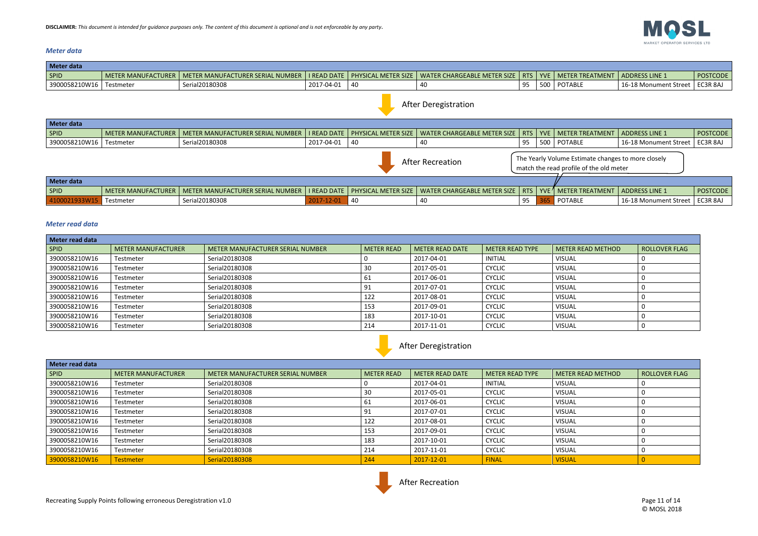**DISCLAIMER:** *This document is intended for guidance purposes only. The content of this document is optional and is not enforceable by any party.*

### *Meter data*

| Meter data | | | | | | | | | | |
|---|---|---|---|---|---|---|---|---|---|---|
| SPID | METER MANUFACTURER | METER MANUFACTURER SERIAL NUMBER | I READ DATE | PHYSICAL METER SIZE | WATER CHARGEABLE METER SIZE | RTS | YVE | METER TREATMENT | ADDRESS LINE 1 | POSTCODE |
| 3900058210W16 | Testmeter | Serial20180308 | 2017-04-01 | 40 | 40 | 95 | 500 | POTABLE | 16-18 Monument Street | EC3R 8AJ |

After Deregistration

| Meter data | | | | | | | | | | |
|---|---|---|---|---|---|---|---|---|---|---|
| SPID | METER MANUFACTURER | METER MANUFACTURER SERIAL NUMBER | I READ DATE | PHYSICAL METER SIZE | WATER CHARGEABLE METER SIZE | RTS | YVE | METER TREATMENT | ADDRESS LINE 1 | POSTCODE |
| 3900058210W16 | Testmeter | Serial20180308 | 2017-04-01 | 40 | 40 | 95 | 500 | POTABLE | 16-18 Monument Street | EC3R 8AJ |

After Recreation

The Yearly Volume Estimate changes to more closely match the read profile of the old meter

| Meter data | | | | | | | | | | |
|---|---|---|---|---|---|---|---|---|---|---|
| SPID | METER MANUFACTURER | METER MANUFACTURER SERIAL NUMBER | I READ DATE | PHYSICAL METER SIZE | WATER CHARGEABLE METER SIZE | RTS | YVE | METER TREATMENT | ADDRESS LINE 1 | POSTCODE |
| 4100021933W15 | Testmeter | Serial20180308 | 2017-12-01 | 40 | 40 | 95 | 365 | POTABLE | 16-18 Monument Street | EC3R 8AJ |

### *Meter read data*

| Meter read data | | | | | | | |
|---|---|---|---|---|---|---|---|
| SPID | METER MANUFACTURER | METER MANUFACTURER SERIAL NUMBER | METER READ | METER READ DATE | METER READ TYPE | METER READ METHOD | ROLLOVER FLAG |
| 3900058210W16 | Testmeter | Serial20180308 | 0 | 2017-04-01 | INITIAL | VISUAL | 0 |
| 3900058210W16 | Testmeter | Serial20180308 | 30 | 2017-05-01 | CYCLIC | VISUAL | 0 |
| 3900058210W16 | Testmeter | Serial20180308 | 61 | 2017-06-01 | CYCLIC | VISUAL | 0 |
| 3900058210W16 | Testmeter | Serial20180308 | 91 | 2017-07-01 | CYCLIC | VISUAL | 0 |
| 3900058210W16 | Testmeter | Serial20180308 | 122 | 2017-08-01 | CYCLIC | VISUAL | 0 |
| 3900058210W16 | Testmeter | Serial20180308 | 153 | 2017-09-01 | CYCLIC | VISUAL | 0 |
| 3900058210W16 | Testmeter | Serial20180308 | 183 | 2017-10-01 | CYCLIC | VISUAL | 0 |
| 3900058210W16 | Testmeter | Serial20180308 | 214 | 2017-11-01 | CYCLIC | VISUAL | 0 |

After Deregistration

| Meter read data | | | | | | | |
|---|---|---|---|---|---|---|---|
| SPID | METER MANUFACTURER | METER MANUFACTURER SERIAL NUMBER | METER READ | METER READ DATE | METER READ TYPE | METER READ METHOD | ROLLOVER FLAG |
| 3900058210W16 | Testmeter | Serial20180308 | 0 | 2017-04-01 | INITIAL | VISUAL | 0 |
| 3900058210W16 | Testmeter | Serial20180308 | 30 | 2017-05-01 | CYCLIC | VISUAL | 0 |
| 3900058210W16 | Testmeter | Serial20180308 | 61 | 2017-06-01 | CYCLIC | VISUAL | 0 |
| 3900058210W16 | Testmeter | Serial20180308 | 91 | 2017-07-01 | CYCLIC | VISUAL | 0 |
| 3900058210W16 | Testmeter | Serial20180308 | 122 | 2017-08-01 | CYCLIC | VISUAL | 0 |
| 3900058210W16 | Testmeter | Serial20180308 | 153 | 2017-09-01 | CYCLIC | VISUAL | 0 |
| 3900058210W16 | Testmeter | Serial20180308 | 183 | 2017-10-01 | CYCLIC | VISUAL | 0 |
| 3900058210W16 | Testmeter | Serial20180308 | 214 | 2017-11-01 | CYCLIC | VISUAL | 0 |
| 3900058210W16 | Testmeter | Serial20180308 | 244 | 2017-12-01 | FINAL | VISUAL | 0 |

After Recreation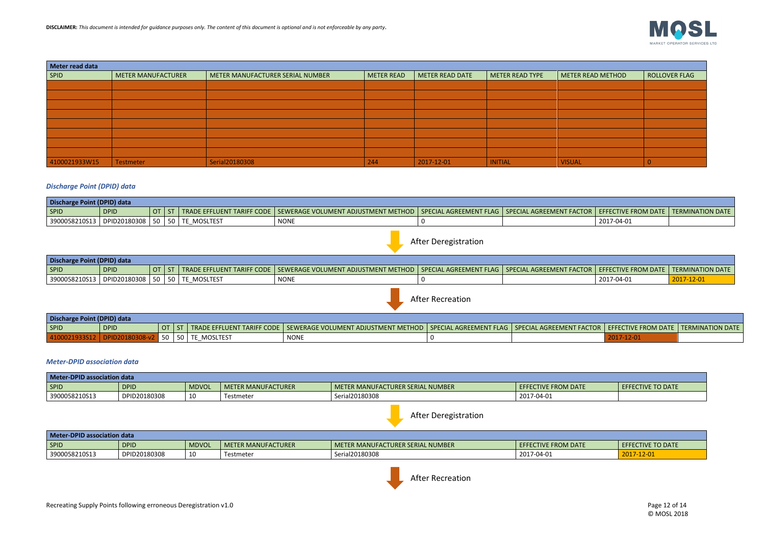**DISCLAIMER:** *This document is intended for guidance purposes only. The content of this document is optional and is not enforceable by any party.*

| Meter read data | | | | | | | |
|---|---|---|---|---|---|---|---|
| SPID | METER MANUFACTURER | METER MANUFACTURER SERIAL NUMBER | METER READ | METER READ DATE | METER READ TYPE | METER READ METHOD | ROLLOVER FLAG |
| | | | | | | | |
| | | | | | | | |
| | | | | | | | |
| | | | | | | | |
| | | | | | | | |
| | | | | | | | |
| | | | | | | | |
| | | | | | | | |
| 4100021933W15 | Testmeter | Serial20180308 | 244 | 2017-12-01 | INITIAL | VISUAL | 0 |

### *Discharge Point (DPID) data*

| Discharge Point (DPID) data | | | | | | | | | |
|---|---|---|---|---|---|---|---|---|---|
| SPID | DPID | OT | ST | TRADE EFFLUENT TARIFF CODE | SEWERAGE VOLUMENT ADJUSTMENT METHOD | SPECIAL AGREEMENT FLAG | SPECIAL AGREEMENT FACTOR | EFFECTIVE FROM DATE | TERMINATION DATE |
| 3900058210S13 | DPID20180308 | 50 | 50 | TE_MOSLTEST | NONE | 0 | | 2017-04-01 | |

After Deregistration

| Discharge Point (DPID) data | | | | | | | | | |
|---|---|---|---|---|---|---|---|---|---|
| SPID | DPID | OT | ST | TRADE EFFLUENT TARIFF CODE | SEWERAGE VOLUMENT ADJUSTMENT METHOD | SPECIAL AGREEMENT FLAG | SPECIAL AGREEMENT FACTOR | EFFECTIVE FROM DATE | TERMINATION DATE |
| 3900058210S13 | DPID20180308 | 50 | 50 | TE_MOSLTEST | NONE | 0 | | 2017-04-01 | 2017-12-01 |

After Recreation

| Discharge Point (DPID) data | | | | | | | | | |
|---|---|---|---|---|---|---|---|---|---|
| SPID | DPID | OT | ST | TRADE EFFLUENT TARIFF CODE | SEWERAGE VOLUMENT ADJUSTMENT METHOD | SPECIAL AGREEMENT FLAG | SPECIAL AGREEMENT FACTOR | EFFECTIVE FROM DATE | TERMINATION DATE |
| 4100021933S12 | DPID20180308-v2 | 50 | 50 | TE_MOSLTEST | NONE | 0 | | 2017-12-01 | |

### *Meter-DPID association data*

| Meter-DPID association data | | | | | | |
|---|---|---|---|---|---|---|
| SPID | DPID | MDVOL | METER MANUFACTURER | METER MANUFACTURER SERIAL NUMBER | EFFECTIVE FROM DATE | EFFECTIVE TO DATE |
| 3900058210S13 | DPID20180308 | 10 | Testmeter | Serial20180308 | 2017-04-01 | |

After Deregistration

| Meter-DPID association data | | | | | | |
|---|---|---|---|---|---|---|
| SPID | DPID | MDVOL | METER MANUFACTURER | METER MANUFACTURER SERIAL NUMBER | EFFECTIVE FROM DATE | EFFECTIVE TO DATE |
| 3900058210S13 | DPID20180308 | 10 | Testmeter | Serial20180308 | 2017-04-01 | 2017-12-01 |

After Recreation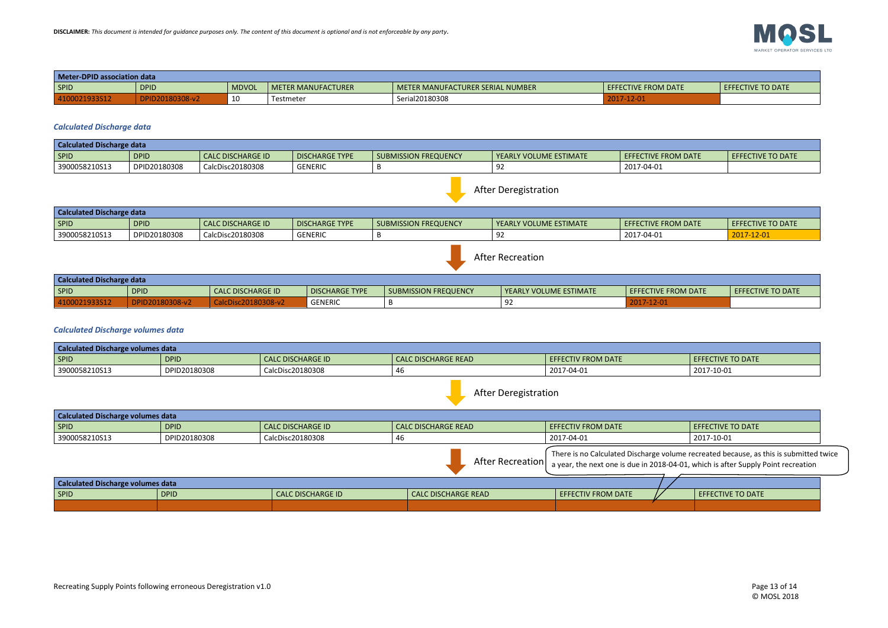**DISCLAIMER:** *This document is intended for guidance purposes only. The content of this document is optional and is not enforceable by any party.*

| Meter-DPID association data | | | | | | |
|---|---|---|---|---|---|---|
| SPID | DPID | MDVOL | METER MANUFACTURER | METER MANUFACTURER SERIAL NUMBER | EFFECTIVE FROM DATE | EFFECTIVE TO DATE |
| 4100021933S12 | DPID20180308-v2 | 10 | Testmeter | Serial20180308 | 2017-12-01 | |

### *Calculated Discharge data*

| Calculated Discharge data | | | | | | | |
|---|---|---|---|---|---|---|---|
| SPID | DPID | CALC DISCHARGE ID | DISCHARGE TYPE | SUBMISSION FREQUENCY | YEARLY VOLUME ESTIMATE | EFFECTIVE FROM DATE | EFFECTIVE TO DATE |
| 3900058210S13 | DPID20180308 | CalcDisc20180308 | GENERIC | B | 92 | 2017-04-01 | |

After Deregistration

| Calculated Discharge data | | | | | | | |
|---|---|---|---|---|---|---|---|
| SPID | DPID | CALC DISCHARGE ID | DISCHARGE TYPE | SUBMISSION FREQUENCY | YEARLY VOLUME ESTIMATE | EFFECTIVE FROM DATE | EFFECTIVE TO DATE |
| 3900058210S13 | DPID20180308 | CalcDisc20180308 | GENERIC | B | 92 | 2017-04-01 | 2017-12-01 |

After Recreation

| Calculated Discharge data | | | | | | | |
|---|---|---|---|---|---|---|---|
| SPID | DPID | CALC DISCHARGE ID | DISCHARGE TYPE | SUBMISSION FREQUENCY | YEARLY VOLUME ESTIMATE | EFFECTIVE FROM DATE | EFFECTIVE TO DATE |
| 4100021933S12 | DPID20180308-v2 | CalcDisc20180308-v2 | GENERIC | B | 92 | 2017-12-01 | |

### *Calculated Discharge volumes data*

| Calculated Discharge volumes data | | | | | |
|---|---|---|---|---|---|
| SPID | DPID | CALC DISCHARGE ID | CALC DISCHARGE READ | EFFECTIV FROM DATE | EFFECTIVE TO DATE |
| 3900058210S13 | DPID20180308 | CalcDisc20180308 | 46 | 2017-04-01 | 2017-10-01 |

After Deregistration

| Calculated Discharge volumes data | | | | | |
|---|---|---|---|---|---|
| SPID | DPID | CALC DISCHARGE ID | CALC DISCHARGE READ | EFFECTIV FROM DATE | EFFECTIVE TO DATE |
| 3900058210S13 | DPID20180308 | CalcDisc20180308 | 46 | 2017-04-01 | 2017-10-01 |

After Recreation

There is no Calculated Discharge volume recreated because, as this is submitted twice a year, the next one is due in 2018-04-01, which is after Supply Point recreation

| Calculated Discharge volumes data | | | | | |
|---|---|---|---|---|---|
| SPID | DPID | CALC DISCHARGE ID | CALC DISCHARGE READ | EFFECTIV FROM DATE | EFFECTIVE TO DATE |
| | | | | | |

Recreating Supply Points following erroneous Deregistration v1.0

© MOSL 2018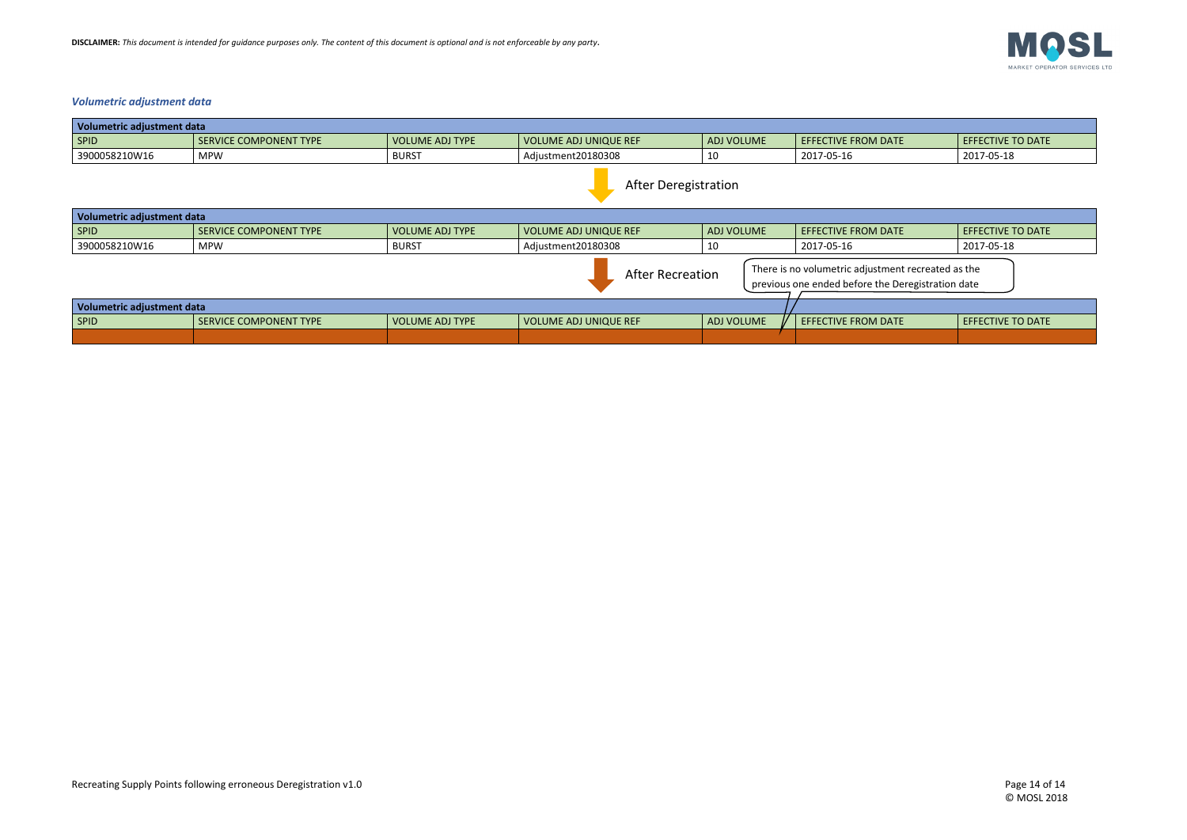DISCLAIMER: *This document is intended for guidance purposes only. The content of this document is optional and is not enforceable by any party.*

### *Volumetric adjustment data*

| Volumetric adjustment data | | | | | | |
|---|---|---|---|---|---|---|
| SPID | SERVICE COMPONENT TYPE | VOLUME ADJ TYPE | VOLUME ADJ UNIQUE REF | ADJ VOLUME | EFFECTIVE FROM DATE | EFFECTIVE TO DATE |
| 3900058210W16 | MPW | BURST | Adjustment20180308 | 10 | 2017-05-16 | 2017-05-18 |

After Deregistration

| Volumetric adjustment data | | | | | | |
|---|---|---|---|---|---|---|
| SPID | SERVICE COMPONENT TYPE | VOLUME ADJ TYPE | VOLUME ADJ UNIQUE REF | ADJ VOLUME | EFFECTIVE FROM DATE | EFFECTIVE TO DATE |
| 3900058210W16 | MPW | BURST | Adjustment20180308 | 10 | 2017-05-16 | 2017-05-18 |

After Recreation

There is no volumetric adjustment recreated as the previous one ended before the Deregistration date

| Volumetric adjustment data | | | | | | |
|---|---|---|---|---|---|---|
| SPID | SERVICE COMPONENT TYPE | VOLUME ADJ TYPE | VOLUME ADJ UNIQUE REF | ADJ VOLUME | EFFECTIVE FROM DATE | EFFECTIVE TO DATE |
| | | | | | | |

Recreating Supply Points following erroneous Deregistration v1.0

© MOSL 2018